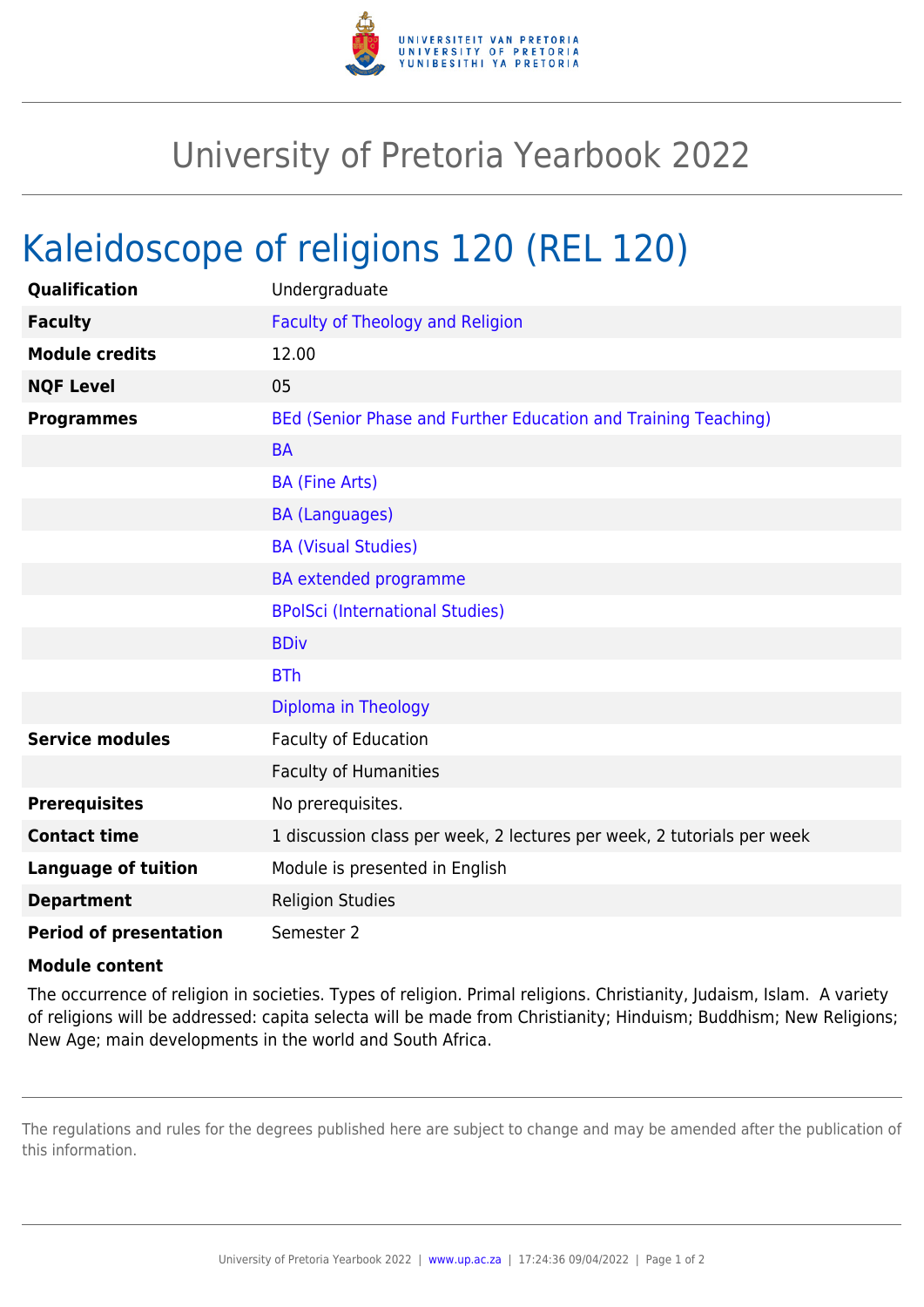# University of Pretoria Yearbook 2022

## Kaleidoscope of religions 120 (REL 120)

| | |
|---|---|
| **Qualification** | Undergraduate |
| **Faculty** | Faculty of Theology and Religion |
| **Module credits** | 12.00 |
| **NQF Level** | 05 |
| **Programmes** | BEd (Senior Phase and Further Education and Training Teaching) |
| | BA |
| | BA (Fine Arts) |
| | BA (Languages) |
| | BA (Visual Studies) |
| | BA extended programme |
| | BPolSci (International Studies) |
| | BDiv |
| | BTh |
| | Diploma in Theology |
| **Service modules** | Faculty of Education |
| | Faculty of Humanities |
| **Prerequisites** | No prerequisites. |
| **Contact time** | 1 discussion class per week, 2 lectures per week, 2 tutorials per week |
| **Language of tuition** | Module is presented in English |
| **Department** | Religion Studies |
| **Period of presentation** | Semester 2 |

**Module content**

The occurrence of religion in societies. Types of religion. Primal religions. Christianity, Judaism, Islam. A variety of religions will be addressed: capita selecta will be made from Christianity; Hinduism; Buddhism; New Religions; New Age; main developments in the world and South Africa.

The regulations and rules for the degrees published here are subject to change and may be amended after the publication of this information.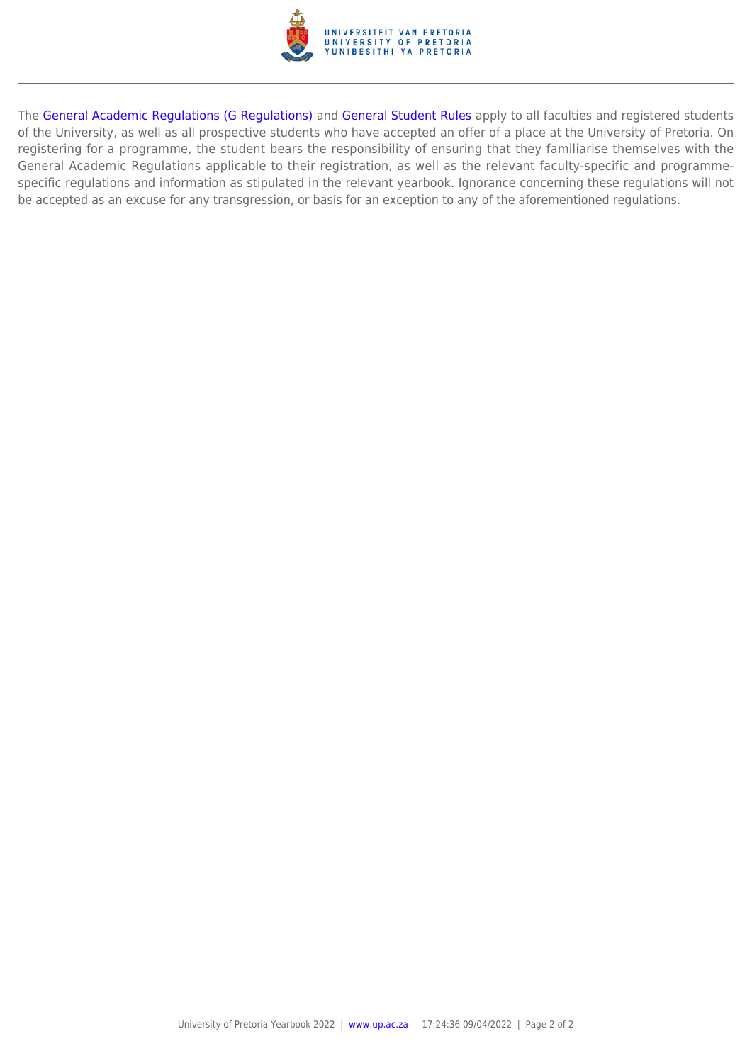The General Academic Regulations (G Regulations) and General Student Rules apply to all faculties and registered students of the University, as well as all prospective students who have accepted an offer of a place at the University of Pretoria. On registering for a programme, the student bears the responsibility of ensuring that they familiarise themselves with the General Academic Regulations applicable to their registration, as well as the relevant faculty-specific and programme-specific regulations and information as stipulated in the relevant yearbook. Ignorance concerning these regulations will not be accepted as an excuse for any transgression, or basis for an exception to any of the aforementioned regulations.